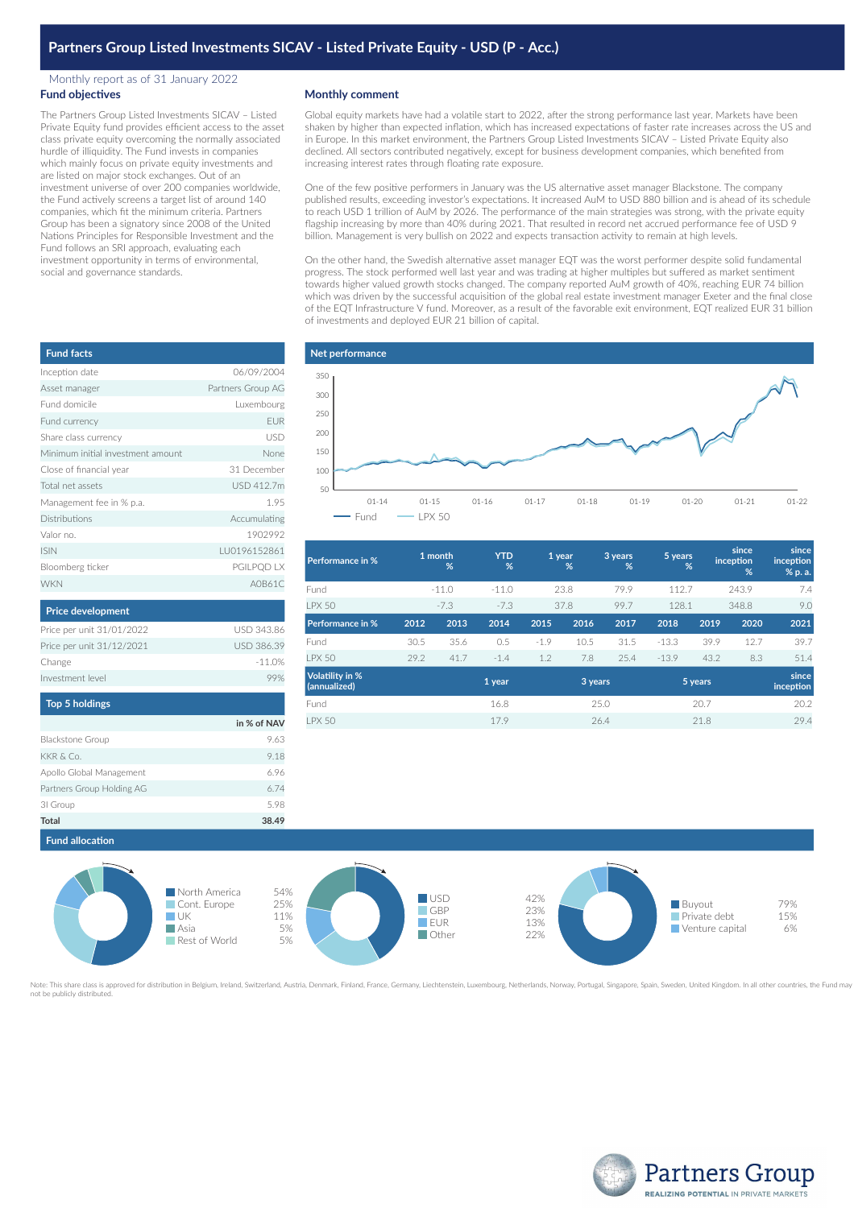# Partners Group Listed Investments SICAV - Listed Private Equity - USD (P - Acc.)

Monthly report as of 31 January 2022

## Fund objectives

The Partners Group Listed Investments SICAV – Listed Private Equity fund provides efficient access to the asset class private equity overcoming the normally associated hurdle of illiquidity. The Fund invests in companies which mainly focus on private equity investments and are listed on major stock exchanges. Out of an investment universe of over 200 companies worldwide, the Fund actively screens a target list of around 140 companies, which fit the minimum criteria. Partners Group has been a signatory since 2008 of the United Nations Principles for Responsible Investment and the Fund follows an SRI approach, evaluating each investment opportunity in terms of environmental, social and governance standards.

## Monthly comment

Global equity markets have had a volatile start to 2022, after the strong performance last year. Markets have been shaken by higher than expected inflation, which has increased expectations of faster rate increases across the US and in Europe. In this market environment, the Partners Group Listed Investments SICAV – Listed Private Equity also declined. All sectors contributed negatively, except for business development companies, which benefited from increasing interest rates through floating rate exposure.

One of the few positive performers in January was the US alternative asset manager Blackstone. The company published results, exceeding investor's expectations. It increased AuM to USD 880 billion and is ahead of its schedule to reach USD 1 trillion of AuM by 2026. The performance of the main strategies was strong, with the private equity flagship increasing by more than 40% during 2021. That resulted in record net accrued performance fee of USD 9 billion. Management is very bullish on 2022 and expects transaction activity to remain at high levels.

On the other hand, the Swedish alternative asset manager EQT was the worst performer despite solid fundamental progress. The stock performed well last year and was trading at higher multiples but suffered as market sentiment towards higher valued growth stocks changed. The company reported AuM growth of 40%, reaching EUR 74 billion which was driven by the successful acquisition of the global real estate investment manager Exeter and the final close of the EQT Infrastructure V fund. Moreover, as a result of the favorable exit environment, EQT realized EUR 31 billion of investments and deployed EUR 21 billion of capital.

## Fund facts

| | |
|---|---|
| Inception date | 06/09/2004 |
| Asset manager | Partners Group AG |
| Fund domicile | Luxembourg |
| Fund currency | EUR |
| Share class currency | USD |
| Minimum initial investment amount | None |
| Close of financial year | 31 December |
| Total net assets | USD 412.7m |
| Management fee in % p.a. | 1.95 |
| Distributions | Accumulating |
| Valor no. | 1902992 |
| ISIN | LU0196152861 |
| Bloomberg ticker | PGILPQD LX |
| WKN | A0B61C |

## Net performance

Fund — LPX 50

## Price development

| | |
|---|---|
| Price per unit 31/01/2022 | USD 343.86 |
| Price per unit 31/12/2021 | USD 386.39 |
| Change | -11.0% |
| Investment level | 99% |

## Top 5 holdings

| | in % of NAV |
|---|---|
| Blackstone Group | 9.63 |
| KKR & Co. | 9.18 |
| Apollo Global Management | 6.96 |
| Partners Group Holding AG | 6.74 |
| 3I Group | 5.98 |
| **Total** | **38.49** |

| Performance in % | 1 month % | YTD % | 1 year % | 3 years % | 5 years % | since inception % | since inception % p. a. |
|---|---|---|---|---|---|---|---|
| Fund | -11.0 | -11.0 | 23.8 | 79.9 | 112.7 | 243.9 | 7.4 |
| LPX 50 | -7.3 | -7.3 | 37.8 | 99.7 | 128.1 | 348.8 | 9.0 |

| Performance in % | 2012 | 2013 | 2014 | 2015 | 2016 | 2017 | 2018 | 2019 | 2020 | 2021 |
|---|---|---|---|---|---|---|---|---|---|---|
| Fund | 30.5 | 35.6 | 0.5 | -1.9 | 10.5 | 31.5 | -13.3 | 39.9 | 12.7 | 39.7 |
| LPX 50 | 29.2 | 41.7 | -1.4 | 1.2 | 7.8 | 25.4 | -13.9 | 43.2 | 8.3 | 51.4 |

| Volatility in % (annualized) | 1 year | 3 years | 5 years | since inception |
|---|---|---|---|---|
| Fund | 16.8 | 25.0 | 20.7 | 20.2 |
| LPX 50 | 17.9 | 26.4 | 21.8 | 29.4 |

## Fund allocation

| Region | % |
|---|---|
| North America | 54% |
| Cont. Europe | 25% |
| UK | 11% |
| Asia | 5% |
| Rest of World | 5% |

| Currency | % |
|---|---|
| USD | 42% |
| GBP | 23% |
| EUR | 13% |
| Other | 22% |

| Investment type | % |
|---|---|
| Buyout | 79% |
| Private debt | 15% |
| Venture capital | 6% |

Note: This share class is approved for distribution in Belgium, Ireland, Switzerland, Austria, Denmark, Finland, France, Germany, Liechtenstein, Luxembourg, Netherlands, Norway, Portugal, Singapore, Spain, Sweden, United Kingdom. In all other countries, the Fund may not be publicly distributed.

Partners Group
REALIZING POTENTIAL IN PRIVATE MARKETS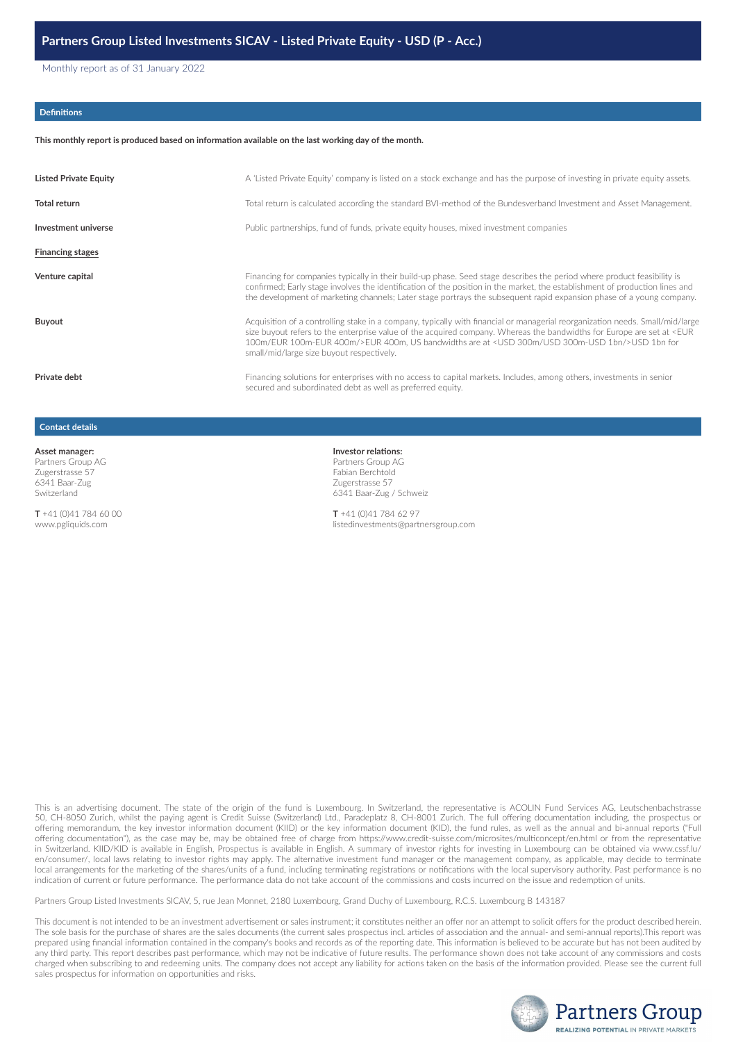# Partners Group Listed Investments SICAV - Listed Private Equity - USD (P - Acc.)

Monthly report as of 31 January 2022

## Definitions

**This monthly report is produced based on information available on the last working day of the month.**

**Listed Private Equity**
A 'Listed Private Equity' company is listed on a stock exchange and has the purpose of investing in private equity assets.

**Total return**
Total return is calculated according the standard BVI-method of the Bundesverband Investment and Asset Management.

**Investment universe**
Public partnerships, fund of funds, private equity houses, mixed investment companies

**Financing stages**

**Venture capital**
Financing for companies typically in their build-up phase. Seed stage describes the period where product feasibility is confirmed; Early stage involves the identification of the position in the market, the establishment of production lines and the development of marketing channels; Later stage portrays the subsequent rapid expansion phase of a young company.

**Buyout**
Acquisition of a controlling stake in a company, typically with financial or managerial reorganization needs. Small/mid/large size buyout refers to the enterprise value of the acquired company. Whereas the bandwidths for Europe are set at <EUR 100m/EUR 100m-EUR 400m/>EUR 400m, US bandwidths are at <USD 300m/USD 300m-USD 1bn/>USD 1bn for small/mid/large size buyout respectively.

**Private debt**
Financing solutions for enterprises with no access to capital markets. Includes, among others, investments in senior secured and subordinated debt as well as preferred equity.

## Contact details

**Asset manager:**
Partners Group AG
Zugerstrasse 57
6341 Baar-Zug
Switzerland

**T** +41 (0)41 784 60 00
www.pgliquids.com

**Investor relations:**
Partners Group AG
Fabian Berchtold
Zugerstrasse 57
6341 Baar-Zug / Schweiz

**T** +41 (0)41 784 62 97
listedinvestments@partnersgroup.com

This is an advertising document. The state of the origin of the fund is Luxembourg. In Switzerland, the representative is ACOLIN Fund Services AG, Leutschenbachstrasse 50, CH-8050 Zurich, whilst the paying agent is Credit Suisse (Switzerland) Ltd., Paradeplatz 8, CH-8001 Zurich. The full offering documentation including, the prospectus or offering memorandum, the key investor information document (KIID) or the key information document (KID), the fund rules, as well as the annual and bi-annual reports ("Full offering documentation"), as the case may be, may be obtained free of charge from https://www.credit-suisse.com/microsites/multiconcept/en.html or from the representative in Switzerland. KIID/KID is available in English, Prospectus is available in English. A summary of investor rights for investing in Luxembourg can be obtained via www.cssf.lu/en/consumer/, local laws relating to investor rights may apply. The alternative investment fund manager or the management company, as applicable, may decide to terminate local arrangements for the marketing of the shares/units of a fund, including terminating registrations or notifications with the local supervisory authority. Past performance is no indication of current or future performance. The performance data do not take account of the commissions and costs incurred on the issue and redemption of units.

Partners Group Listed Investments SICAV, 5, rue Jean Monnet, 2180 Luxembourg, Grand Duchy of Luxembourg, R.C.S. Luxembourg B 143187

This document is not intended to be an investment advertisement or sales instrument; it constitutes neither an offer nor an attempt to solicit offers for the product described herein. The sole basis for the purchase of shares are the sales documents (the current sales prospectus incl. articles of association and the annual- and semi-annual reports).This report was prepared using financial information contained in the company's books and records as of the reporting date. This information is believed to be accurate but has not been audited by any third party. This report describes past performance, which may not be indicative of future results. The performance shown does not take account of any commissions and costs charged when subscribing to and redeeming units. The company does not accept any liability for actions taken on the basis of the information provided. Please see the current full sales prospectus for information on opportunities and risks.

Partners Group
REALIZING POTENTIAL IN PRIVATE MARKETS